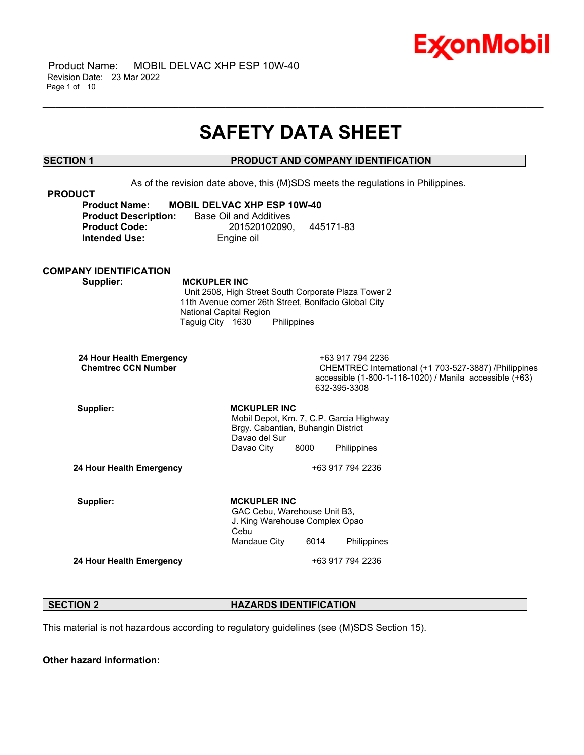# SAFETY DATA SHEET

## SECTION 1 PRODUCT AND COMPANY IDENTIFICATION

As of the revision date above, this (M)SDS meets the regulations in Philippines.

### PRODUCT

**Product Name:** **MOBIL DELVAC XHP ESP 10W-40**
**Product Description:** Base Oil and Additives
**Product Code:** 201520102090, 445171-83
**Intended Use:** Engine oil

### COMPANY IDENTIFICATION

**Supplier:** **MCKUPLER INC**
Unit 2508, High Street South Corporate Plaza Tower 2
11th Avenue corner 26th Street, Bonifacio Global City
National Capital Region
Taguig City 1630 Philippines

**24 Hour Health Emergency** +63 917 794 2236
**Chemtrec CCN Number** CHEMTREC International (+1 703-527-3887) /Philippines accessible (1-800-1-116-1020) / Manila accessible (+63) 632-395-3308

**Supplier:** **MCKUPLER INC**
Mobil Depot, Km. 7, C.P. Garcia Highway
Brgy. Cabantian, Buhangin District
Davao del Sur
Davao City 8000 Philippines

**24 Hour Health Emergency** +63 917 794 2236

**Supplier:** **MCKUPLER INC**
GAC Cebu, Warehouse Unit B3,
J. King Warehouse Complex Opao
Cebu
Mandaue City 6014 Philippines

**24 Hour Health Emergency** +63 917 794 2236

## SECTION 2 HAZARDS IDENTIFICATION

This material is not hazardous according to regulatory guidelines (see (M)SDS Section 15).

**Other hazard information:**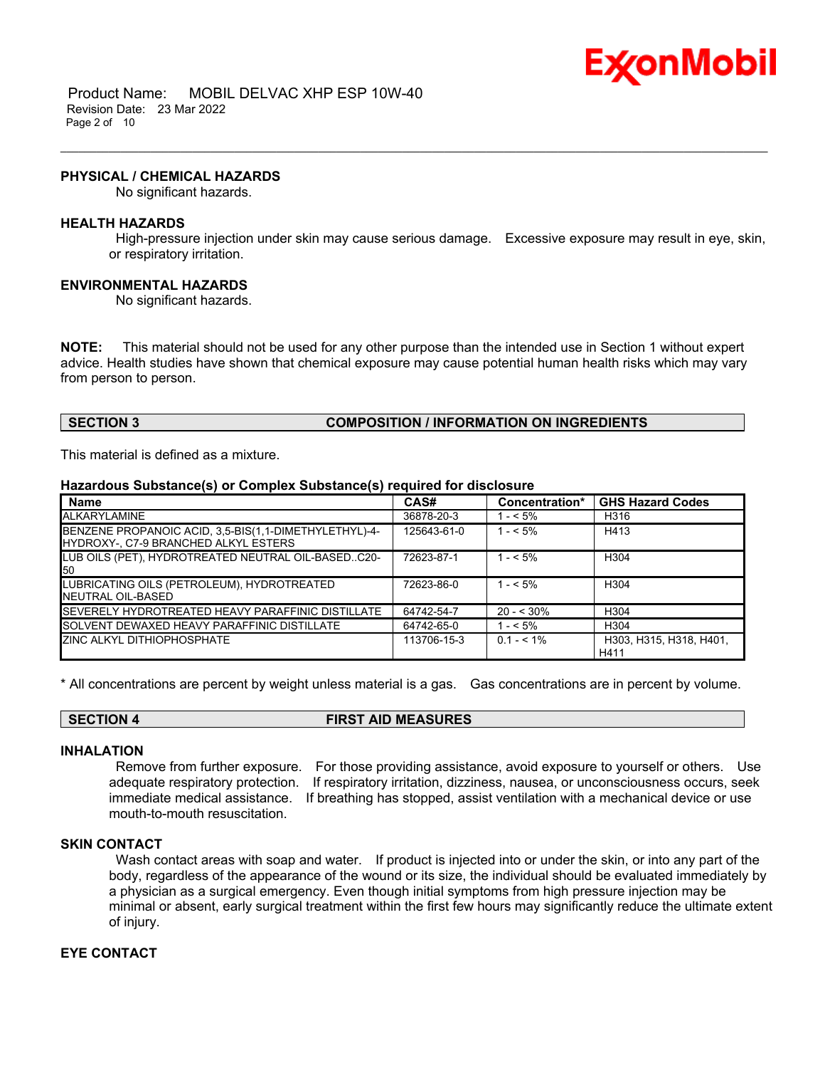### PHYSICAL / CHEMICAL HAZARDS

No significant hazards.

### HEALTH HAZARDS

High-pressure injection under skin may cause serious damage. Excessive exposure may result in eye, skin, or respiratory irritation.

### ENVIRONMENTAL HAZARDS

No significant hazards.

**NOTE:** This material should not be used for any other purpose than the intended use in Section 1 without expert advice. Health studies have shown that chemical exposure may cause potential human health risks which may vary from person to person.

## SECTION 3 COMPOSITION / INFORMATION ON INGREDIENTS

This material is defined as a mixture.

**Hazardous Substance(s) or Complex Substance(s) required for disclosure**

| Name | CAS# | Concentration* | GHS Hazard Codes |
|---|---|---|---|
| ALKARYLAMINE | 36878-20-3 | 1 - < 5% | H316 |
| BENZENE PROPANOIC ACID, 3,5-BIS(1,1-DIMETHYLETHYL)-4-HYDROXY-, C7-9 BRANCHED ALKYL ESTERS | 125643-61-0 | 1 - < 5% | H413 |
| LUB OILS (PET), HYDROTREATED NEUTRAL OIL-BASED..C20-50 | 72623-87-1 | 1 - < 5% | H304 |
| LUBRICATING OILS (PETROLEUM), HYDROTREATED NEUTRAL OIL-BASED | 72623-86-0 | 1 - < 5% | H304 |
| SEVERELY HYDROTREATED HEAVY PARAFFINIC DISTILLATE | 64742-54-7 | 20 - < 30% | H304 |
| SOLVENT DEWAXED HEAVY PARAFFINIC DISTILLATE | 64742-65-0 | 1 - < 5% | H304 |
| ZINC ALKYL DITHIOPHOSPHATE | 113706-15-3 | 0.1 - < 1% | H303, H315, H318, H401, H411 |

* All concentrations are percent by weight unless material is a gas. Gas concentrations are in percent by volume.

## SECTION 4 FIRST AID MEASURES

### INHALATION

Remove from further exposure. For those providing assistance, avoid exposure to yourself or others. Use adequate respiratory protection. If respiratory irritation, dizziness, nausea, or unconsciousness occurs, seek immediate medical assistance. If breathing has stopped, assist ventilation with a mechanical device or use mouth-to-mouth resuscitation.

### SKIN CONTACT

Wash contact areas with soap and water. If product is injected into or under the skin, or into any part of the body, regardless of the appearance of the wound or its size, the individual should be evaluated immediately by a physician as a surgical emergency. Even though initial symptoms from high pressure injection may be minimal or absent, early surgical treatment within the first few hours may significantly reduce the ultimate extent of injury.

### EYE CONTACT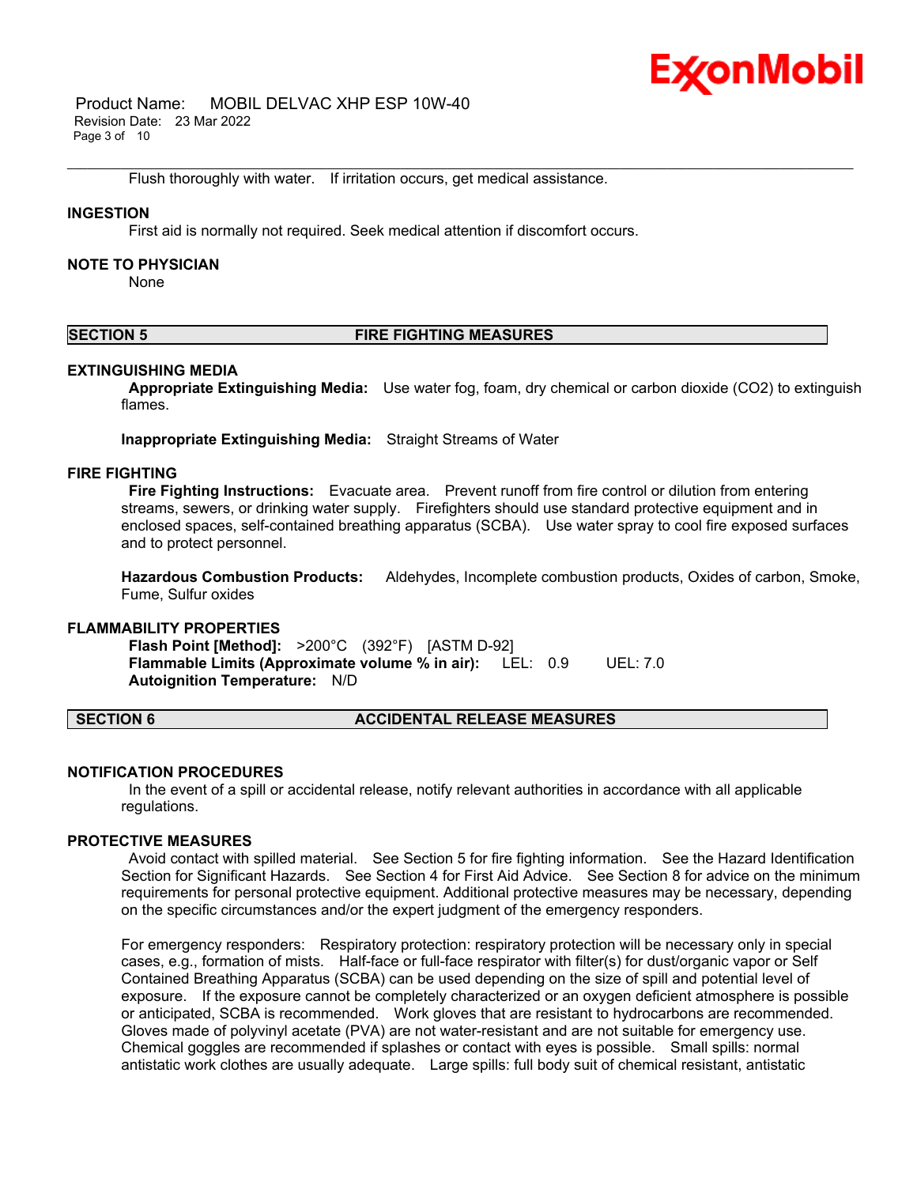Flush thoroughly with water. If irritation occurs, get medical assistance.

### INGESTION

First aid is normally not required. Seek medical attention if discomfort occurs.

### NOTE TO PHYSICIAN

None

## SECTION 5 FIRE FIGHTING MEASURES

### EXTINGUISHING MEDIA

**Appropriate Extinguishing Media:** Use water fog, foam, dry chemical or carbon dioxide ($CO_2$) to extinguish flames.

**Inappropriate Extinguishing Media:** Straight Streams of Water

### FIRE FIGHTING

**Fire Fighting Instructions:** Evacuate area. Prevent runoff from fire control or dilution from entering streams, sewers, or drinking water supply. Firefighters should use standard protective equipment and in enclosed spaces, self-contained breathing apparatus (SCBA). Use water spray to cool fire exposed surfaces and to protect personnel.

**Hazardous Combustion Products:** Aldehydes, Incomplete combustion products, Oxides of carbon, Smoke, Fume, Sulfur oxides

### FLAMMABILITY PROPERTIES

**Flash Point [Method]:** >200°C (392°F) [ASTM D-92]
**Flammable Limits (Approximate volume % in air):** LEL: 0.9 UEL: 7.0
**Autoignition Temperature:** N/D

## SECTION 6 ACCIDENTAL RELEASE MEASURES

### NOTIFICATION PROCEDURES

In the event of a spill or accidental release, notify relevant authorities in accordance with all applicable regulations.

### PROTECTIVE MEASURES

Avoid contact with spilled material. See Section 5 for fire fighting information. See the Hazard Identification Section for Significant Hazards. See Section 4 for First Aid Advice. See Section 8 for advice on the minimum requirements for personal protective equipment. Additional protective measures may be necessary, depending on the specific circumstances and/or the expert judgment of the emergency responders.

For emergency responders: Respiratory protection: respiratory protection will be necessary only in special cases, e.g., formation of mists. Half-face or full-face respirator with filter(s) for dust/organic vapor or Self Contained Breathing Apparatus (SCBA) can be used depending on the size of spill and potential level of exposure. If the exposure cannot be completely characterized or an oxygen deficient atmosphere is possible or anticipated, SCBA is recommended. Work gloves that are resistant to hydrocarbons are recommended. Gloves made of polyvinyl acetate (PVA) are not water-resistant and are not suitable for emergency use. Chemical goggles are recommended if splashes or contact with eyes is possible. Small spills: normal antistatic work clothes are usually adequate. Large spills: full body suit of chemical resistant, antistatic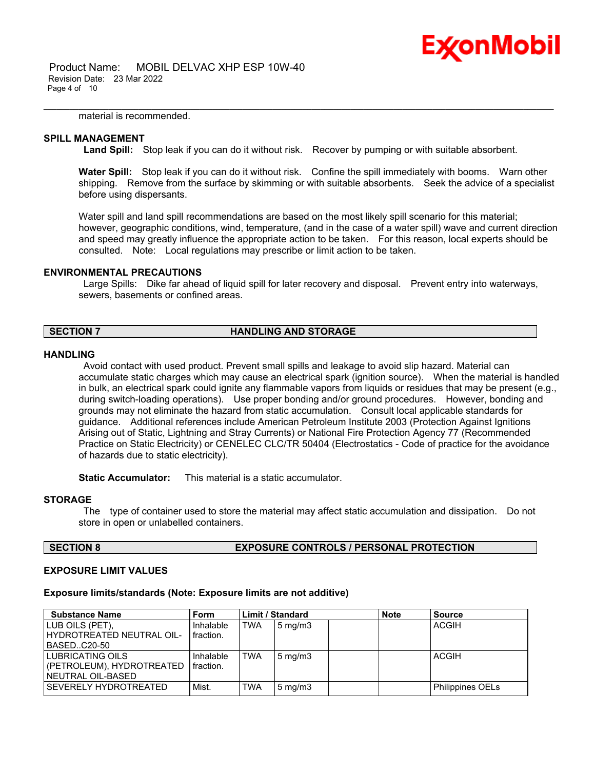material is recommended.

### SPILL MANAGEMENT

**Land Spill:** Stop leak if you can do it without risk. Recover by pumping or with suitable absorbent.

**Water Spill:** Stop leak if you can do it without risk. Confine the spill immediately with booms. Warn other shipping. Remove from the surface by skimming or with suitable absorbents. Seek the advice of a specialist before using dispersants.

Water spill and land spill recommendations are based on the most likely spill scenario for this material; however, geographic conditions, wind, temperature, (and in the case of a water spill) wave and current direction and speed may greatly influence the appropriate action to be taken. For this reason, local experts should be consulted. Note: Local regulations may prescribe or limit action to be taken.

### ENVIRONMENTAL PRECAUTIONS

Large Spills: Dike far ahead of liquid spill for later recovery and disposal. Prevent entry into waterways, sewers, basements or confined areas.

## SECTION 7 HANDLING AND STORAGE

### HANDLING

Avoid contact with used product. Prevent small spills and leakage to avoid slip hazard. Material can accumulate static charges which may cause an electrical spark (ignition source). When the material is handled in bulk, an electrical spark could ignite any flammable vapors from liquids or residues that may be present (e.g., during switch-loading operations). Use proper bonding and/or ground procedures. However, bonding and grounds may not eliminate the hazard from static accumulation. Consult local applicable standards for guidance. Additional references include American Petroleum Institute 2003 (Protection Against Ignitions Arising out of Static, Lightning and Stray Currents) or National Fire Protection Agency 77 (Recommended Practice on Static Electricity) or CENELEC CLC/TR 50404 (Electrostatics - Code of practice for the avoidance of hazards due to static electricity).

**Static Accumulator:** This material is a static accumulator.

### STORAGE

The type of container used to store the material may affect static accumulation and dissipation. Do not store in open or unlabelled containers.

## SECTION 8 EXPOSURE CONTROLS / PERSONAL PROTECTION

### EXPOSURE LIMIT VALUES

**Exposure limits/standards (Note: Exposure limits are not additive)**

| Substance Name | Form | Limit / Standard | | | Note | Source |
|---|---|---|---|---|---|---|
| LUB OILS (PET), HYDROTREATED NEUTRAL OIL-BASED..C20-50 | Inhalable fraction. | TWA | 5 mg/m3 | | | ACGIH |
| LUBRICATING OILS (PETROLEUM), HYDROTREATED NEUTRAL OIL-BASED | Inhalable fraction. | TWA | 5 mg/m3 | | | ACGIH |
| SEVERELY HYDROTREATED | Mist. | TWA | 5 mg/m3 | | | Philippines OELs |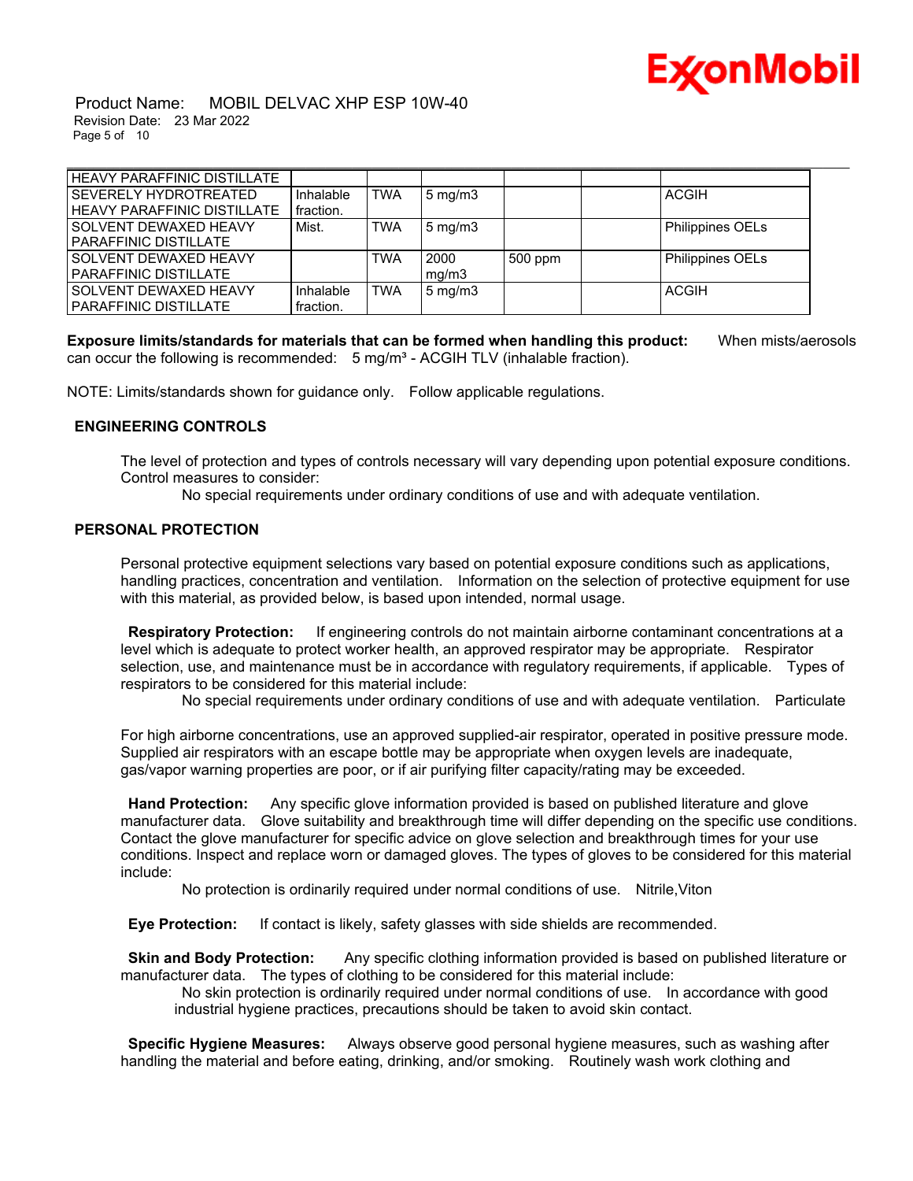| | | | | | | |
|---|---|---|---|---|---|---|
| HEAVY PARAFFINIC DISTILLATE | | | | | | |
| SEVERELY HYDROTREATED HEAVY PARAFFINIC DISTILLATE | Inhalable fraction. | TWA | 5 mg/m3 | | | ACGIH |
| SOLVENT DEWAXED HEAVY PARAFFINIC DISTILLATE | Mist. | TWA | 5 mg/m3 | | | Philippines OELs |
| SOLVENT DEWAXED HEAVY PARAFFINIC DISTILLATE | | TWA | 2000 mg/m3 | 500 ppm | | Philippines OELs |
| SOLVENT DEWAXED HEAVY PARAFFINIC DISTILLATE | Inhalable fraction. | TWA | 5 mg/m3 | | | ACGIH |

**Exposure limits/standards for materials that can be formed when handling this product:** When mists/aerosols can occur the following is recommended: 5 mg/m³ - ACGIH TLV (inhalable fraction).

NOTE: Limits/standards shown for guidance only. Follow applicable regulations.

## ENGINEERING CONTROLS

The level of protection and types of controls necessary will vary depending upon potential exposure conditions. Control measures to consider:

No special requirements under ordinary conditions of use and with adequate ventilation.

## PERSONAL PROTECTION

Personal protective equipment selections vary based on potential exposure conditions such as applications, handling practices, concentration and ventilation. Information on the selection of protective equipment for use with this material, as provided below, is based upon intended, normal usage.

**Respiratory Protection:** If engineering controls do not maintain airborne contaminant concentrations at a level which is adequate to protect worker health, an approved respirator may be appropriate. Respirator selection, use, and maintenance must be in accordance with regulatory requirements, if applicable. Types of respirators to be considered for this material include:

No special requirements under ordinary conditions of use and with adequate ventilation. Particulate

For high airborne concentrations, use an approved supplied-air respirator, operated in positive pressure mode. Supplied air respirators with an escape bottle may be appropriate when oxygen levels are inadequate, gas/vapor warning properties are poor, or if air purifying filter capacity/rating may be exceeded.

**Hand Protection:** Any specific glove information provided is based on published literature and glove manufacturer data. Glove suitability and breakthrough time will differ depending on the specific use conditions. Contact the glove manufacturer for specific advice on glove selection and breakthrough times for your use conditions. Inspect and replace worn or damaged gloves. The types of gloves to be considered for this material include:

No protection is ordinarily required under normal conditions of use. Nitrile,Viton

**Eye Protection:** If contact is likely, safety glasses with side shields are recommended.

**Skin and Body Protection:** Any specific clothing information provided is based on published literature or manufacturer data. The types of clothing to be considered for this material include:

No skin protection is ordinarily required under normal conditions of use. In accordance with good industrial hygiene practices, precautions should be taken to avoid skin contact.

**Specific Hygiene Measures:** Always observe good personal hygiene measures, such as washing after handling the material and before eating, drinking, and/or smoking. Routinely wash work clothing and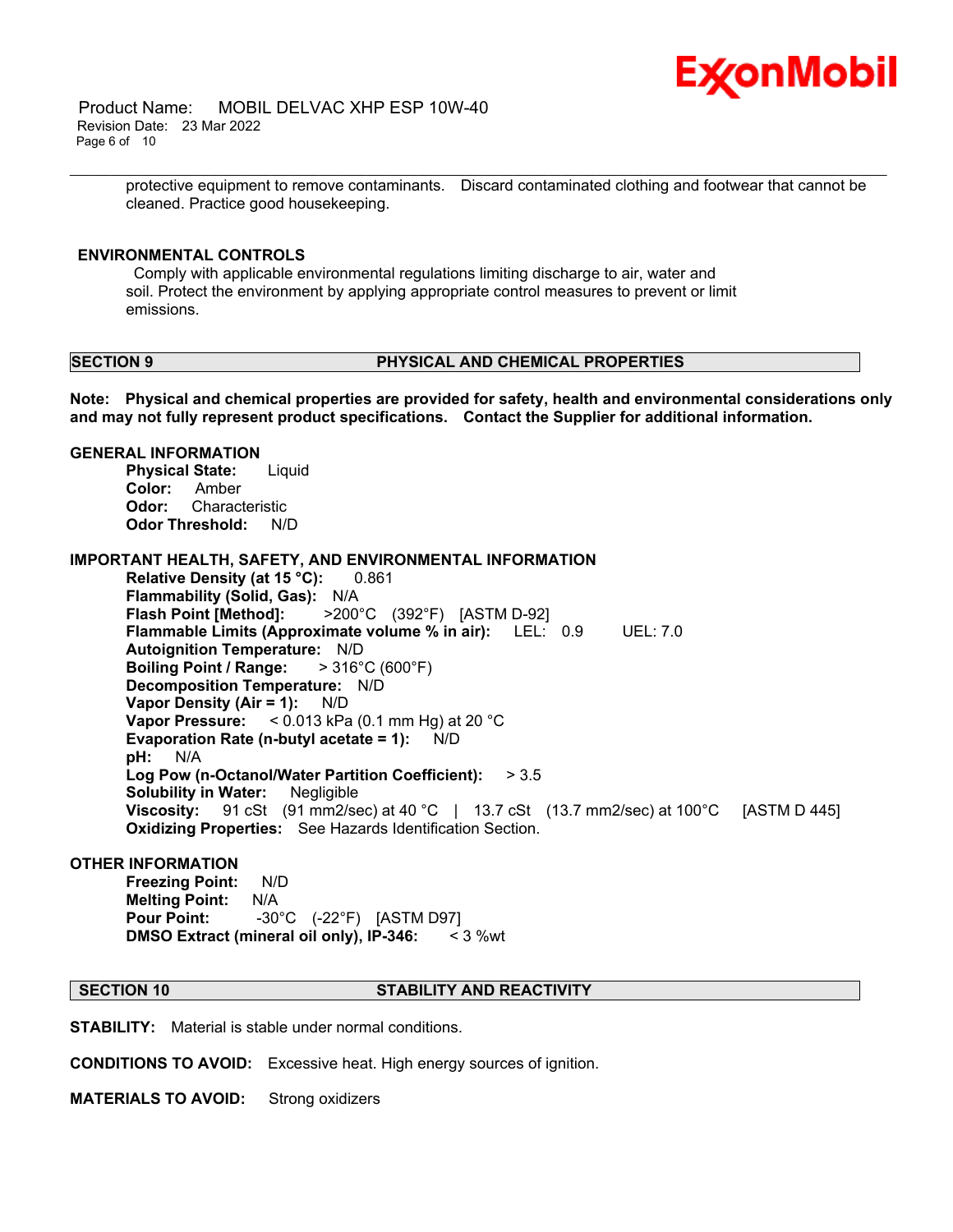protective equipment to remove contaminants. Discard contaminated clothing and footwear that cannot be cleaned. Practice good housekeeping.

### ENVIRONMENTAL CONTROLS

Comply with applicable environmental regulations limiting discharge to air, water and soil. Protect the environment by applying appropriate control measures to prevent or limit emissions.

## SECTION 9 PHYSICAL AND CHEMICAL PROPERTIES

**Note: Physical and chemical properties are provided for safety, health and environmental considerations only and may not fully represent product specifications. Contact the Supplier for additional information.**

### GENERAL INFORMATION

**Physical State:** Liquid
**Color:** Amber
**Odor:** Characteristic
**Odor Threshold:** N/D

### IMPORTANT HEALTH, SAFETY, AND ENVIRONMENTAL INFORMATION

**Relative Density (at 15 °C):** 0.861
**Flammability (Solid, Gas):** N/A
**Flash Point [Method]:** >200°C (392°F) [ASTM D-92]
**Flammable Limits (Approximate volume % in air):** LEL: 0.9 UEL: 7.0
**Autoignition Temperature:** N/D
**Boiling Point / Range:** > 316°C (600°F)
**Decomposition Temperature:** N/D
**Vapor Density (Air = 1):** N/D
**Vapor Pressure:** < 0.013 kPa (0.1 mm Hg) at 20 °C
**Evaporation Rate (n-butyl acetate = 1):** N/D
**pH:** N/A
**Log Pow (n-Octanol/Water Partition Coefficient):** > 3.5
**Solubility in Water:** Negligible
**Viscosity:** 91 cSt (91 mm2/sec) at 40 °C | 13.7 cSt (13.7 mm2/sec) at 100°C [ASTM D 445]
**Oxidizing Properties:** See Hazards Identification Section.

### OTHER INFORMATION

**Freezing Point:** N/D
**Melting Point:** N/A
**Pour Point:** -30°C (-22°F) [ASTM D97]
**DMSO Extract (mineral oil only), IP-346:** < 3 %wt

## SECTION 10 STABILITY AND REACTIVITY

**STABILITY:** Material is stable under normal conditions.

**CONDITIONS TO AVOID:** Excessive heat. High energy sources of ignition.

**MATERIALS TO AVOID:** Strong oxidizers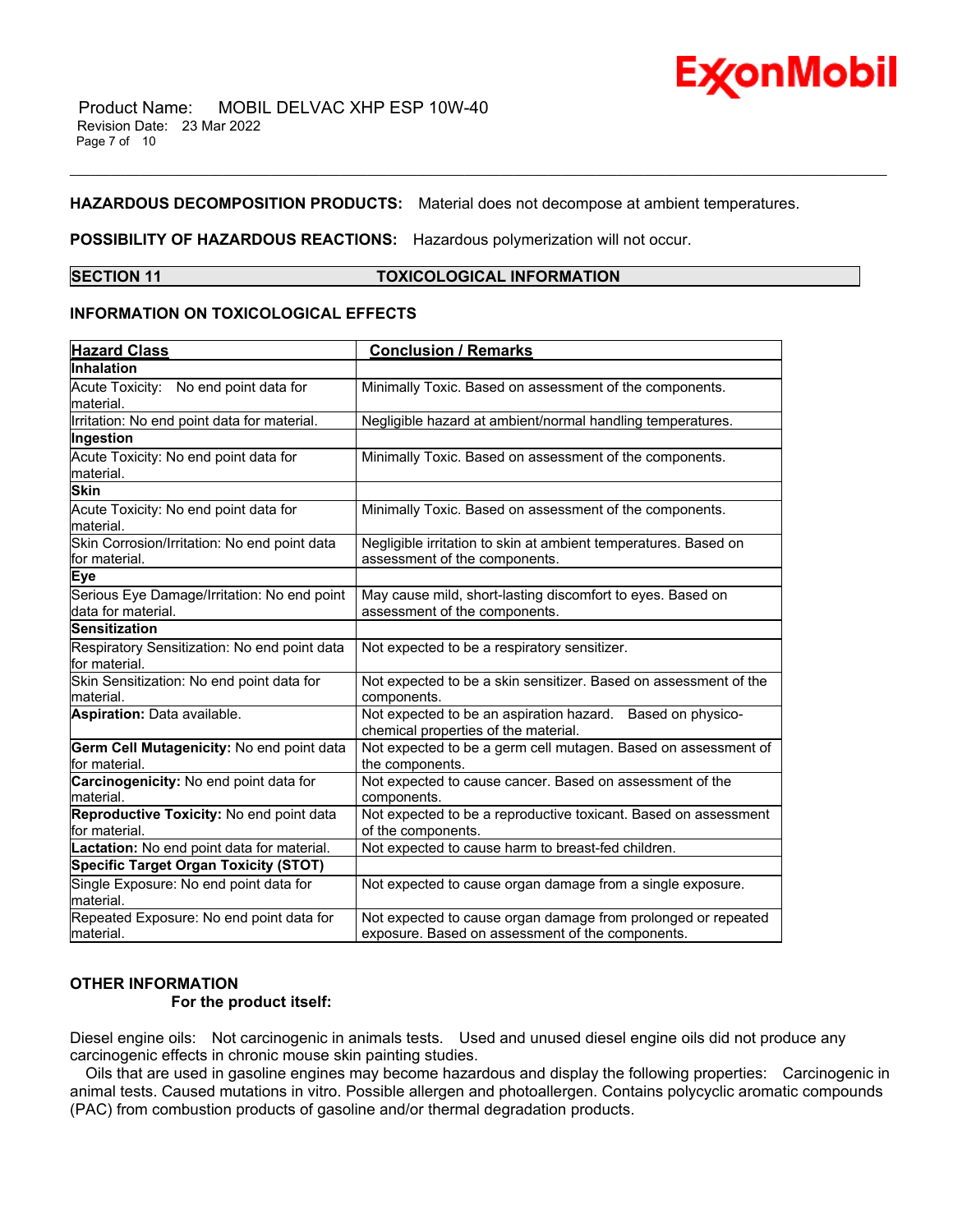**HAZARDOUS DECOMPOSITION PRODUCTS:** Material does not decompose at ambient temperatures.

**POSSIBILITY OF HAZARDOUS REACTIONS:** Hazardous polymerization will not occur.

## SECTION 11 TOXICOLOGICAL INFORMATION

### INFORMATION ON TOXICOLOGICAL EFFECTS

| Hazard Class | Conclusion / Remarks |
|---|---|
| **Inhalation** | |
| Acute Toxicity: No end point data for material. | Minimally Toxic. Based on assessment of the components. |
| Irritation: No end point data for material. | Negligible hazard at ambient/normal handling temperatures. |
| **Ingestion** | |
| Acute Toxicity: No end point data for material. | Minimally Toxic. Based on assessment of the components. |
| **Skin** | |
| Acute Toxicity: No end point data for material. | Minimally Toxic. Based on assessment of the components. |
| Skin Corrosion/Irritation: No end point data for material. | Negligible irritation to skin at ambient temperatures. Based on assessment of the components. |
| **Eye** | |
| Serious Eye Damage/Irritation: No end point data for material. | May cause mild, short-lasting discomfort to eyes. Based on assessment of the components. |
| **Sensitization** | |
| Respiratory Sensitization: No end point data for material. | Not expected to be a respiratory sensitizer. |
| Skin Sensitization: No end point data for material. | Not expected to be a skin sensitizer. Based on assessment of the components. |
| **Aspiration:** Data available. | Not expected to be an aspiration hazard. Based on physico-chemical properties of the material. |
| **Germ Cell Mutagenicity:** No end point data for material. | Not expected to be a germ cell mutagen. Based on assessment of the components. |
| **Carcinogenicity:** No end point data for material. | Not expected to cause cancer. Based on assessment of the components. |
| **Reproductive Toxicity:** No end point data for material. | Not expected to be a reproductive toxicant. Based on assessment of the components. |
| **Lactation:** No end point data for material. | Not expected to cause harm to breast-fed children. |
| **Specific Target Organ Toxicity (STOT)** | |
| Single Exposure: No end point data for material. | Not expected to cause organ damage from a single exposure. |
| Repeated Exposure: No end point data for material. | Not expected to cause organ damage from prolonged or repeated exposure. Based on assessment of the components. |

### OTHER INFORMATION

**For the product itself:**

Diesel engine oils: Not carcinogenic in animals tests. Used and unused diesel engine oils did not produce any carcinogenic effects in chronic mouse skin painting studies.

Oils that are used in gasoline engines may become hazardous and display the following properties: Carcinogenic in animal tests. Caused mutations in vitro. Possible allergen and photoallergen. Contains polycyclic aromatic compounds (PAC) from combustion products of gasoline and/or thermal degradation products.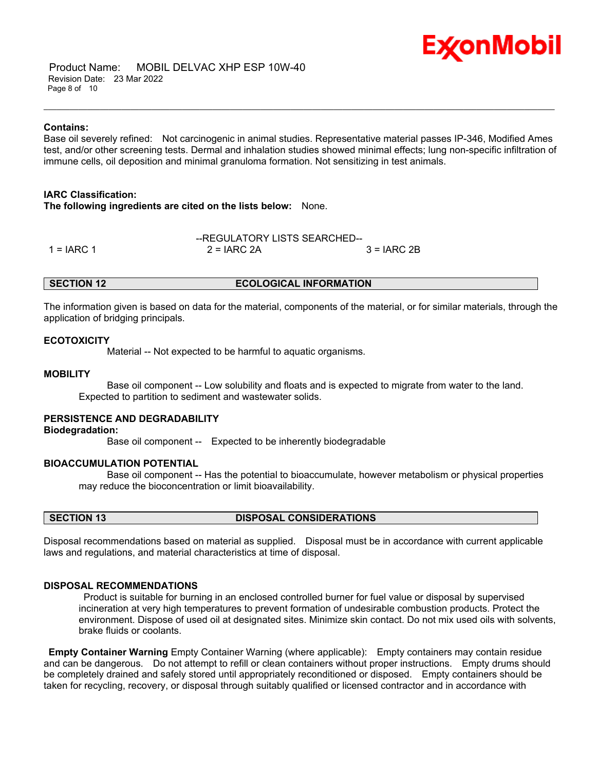**Contains:**

Base oil severely refined: Not carcinogenic in animal studies. Representative material passes IP-346, Modified Ames test, and/or other screening tests. Dermal and inhalation studies showed minimal effects; lung non-specific infiltration of immune cells, oil deposition and minimal granuloma formation. Not sensitizing in test animals.

**IARC Classification:**

**The following ingredients are cited on the lists below:** None.

--REGULATORY LISTS SEARCHED--

| 1 = IARC 1 | 2 = IARC 2A | 3 = IARC 2B |
|---|---|---|

## SECTION 12 ECOLOGICAL INFORMATION

The information given is based on data for the material, components of the material, or for similar materials, through the application of bridging principals.

**ECOTOXICITY**

Material -- Not expected to be harmful to aquatic organisms.

**MOBILITY**

Base oil component -- Low solubility and floats and is expected to migrate from water to the land. Expected to partition to sediment and wastewater solids.

**PERSISTENCE AND DEGRADABILITY**

**Biodegradation:**

Base oil component -- Expected to be inherently biodegradable

**BIOACCUMULATION POTENTIAL**

Base oil component -- Has the potential to bioaccumulate, however metabolism or physical properties may reduce the bioconcentration or limit bioavailability.

## SECTION 13 DISPOSAL CONSIDERATIONS

Disposal recommendations based on material as supplied. Disposal must be in accordance with current applicable laws and regulations, and material characteristics at time of disposal.

**DISPOSAL RECOMMENDATIONS**

Product is suitable for burning in an enclosed controlled burner for fuel value or disposal by supervised incineration at very high temperatures to prevent formation of undesirable combustion products. Protect the environment. Dispose of used oil at designated sites. Minimize skin contact. Do not mix used oils with solvents, brake fluids or coolants.

**Empty Container Warning** Empty Container Warning (where applicable): Empty containers may contain residue and can be dangerous. Do not attempt to refill or clean containers without proper instructions. Empty drums should be completely drained and safely stored until appropriately reconditioned or disposed. Empty containers should be taken for recycling, recovery, or disposal through suitably qualified or licensed contractor and in accordance with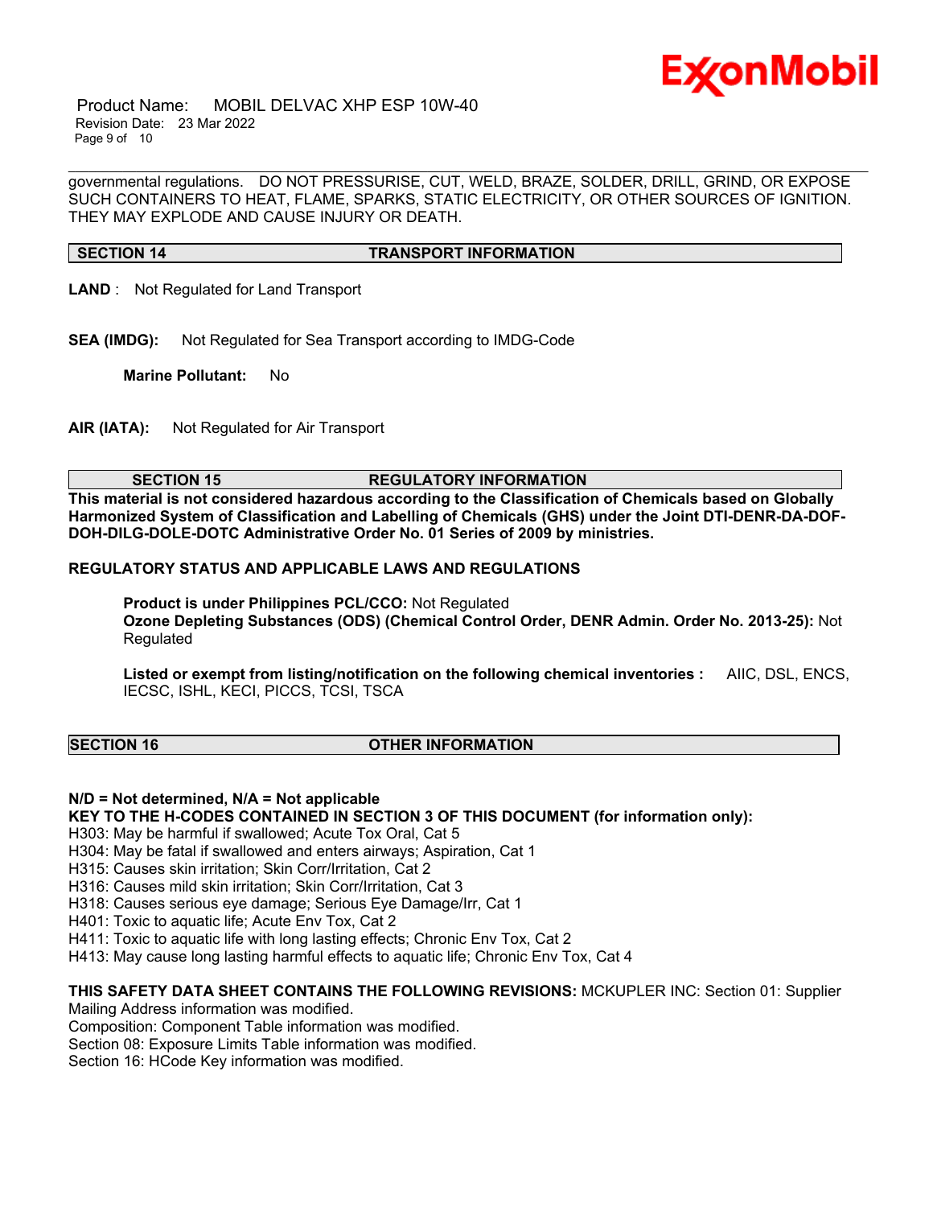governmental regulations. DO NOT PRESSURISE, CUT, WELD, BRAZE, SOLDER, DRILL, GRIND, OR EXPOSE SUCH CONTAINERS TO HEAT, FLAME, SPARKS, STATIC ELECTRICITY, OR OTHER SOURCES OF IGNITION. THEY MAY EXPLODE AND CAUSE INJURY OR DEATH.

## SECTION 14 TRANSPORT INFORMATION

**LAND** : Not Regulated for Land Transport

**SEA (IMDG):** Not Regulated for Sea Transport according to IMDG-Code

**Marine Pollutant:** No

**AIR (IATA):** Not Regulated for Air Transport

## SECTION 15 REGULATORY INFORMATION

**This material is not considered hazardous according to the Classification of Chemicals based on Globally Harmonized System of Classification and Labelling of Chemicals (GHS) under the Joint DTI-DENR-DA-DOF-DOH-DILG-DOLE-DOTC Administrative Order No. 01 Series of 2009 by ministries.**

**REGULATORY STATUS AND APPLICABLE LAWS AND REGULATIONS**

**Product is under Philippines PCL/CCO:** Not Regulated
**Ozone Depleting Substances (ODS) (Chemical Control Order, DENR Admin. Order No. 2013-25):** Not Regulated

**Listed or exempt from listing/notification on the following chemical inventories :** AIIC, DSL, ENCS, IECSC, ISHL, KECI, PICCS, TCSI, TSCA

## SECTION 16 OTHER INFORMATION

**N/D = Not determined, N/A = Not applicable**

**KEY TO THE H-CODES CONTAINED IN SECTION 3 OF THIS DOCUMENT (for information only):**

H303: May be harmful if swallowed; Acute Tox Oral, Cat 5
H304: May be fatal if swallowed and enters airways; Aspiration, Cat 1
H315: Causes skin irritation; Skin Corr/Irritation, Cat 2
H316: Causes mild skin irritation; Skin Corr/Irritation, Cat 3
H318: Causes serious eye damage; Serious Eye Damage/Irr, Cat 1
H401: Toxic to aquatic life; Acute Env Tox, Cat 2
H411: Toxic to aquatic life with long lasting effects; Chronic Env Tox, Cat 2
H413: May cause long lasting harmful effects to aquatic life; Chronic Env Tox, Cat 4

**THIS SAFETY DATA SHEET CONTAINS THE FOLLOWING REVISIONS:** MCKUPLER INC: Section 01: Supplier Mailing Address information was modified.
Composition: Component Table information was modified.
Section 08: Exposure Limits Table information was modified.
Section 16: HCode Key information was modified.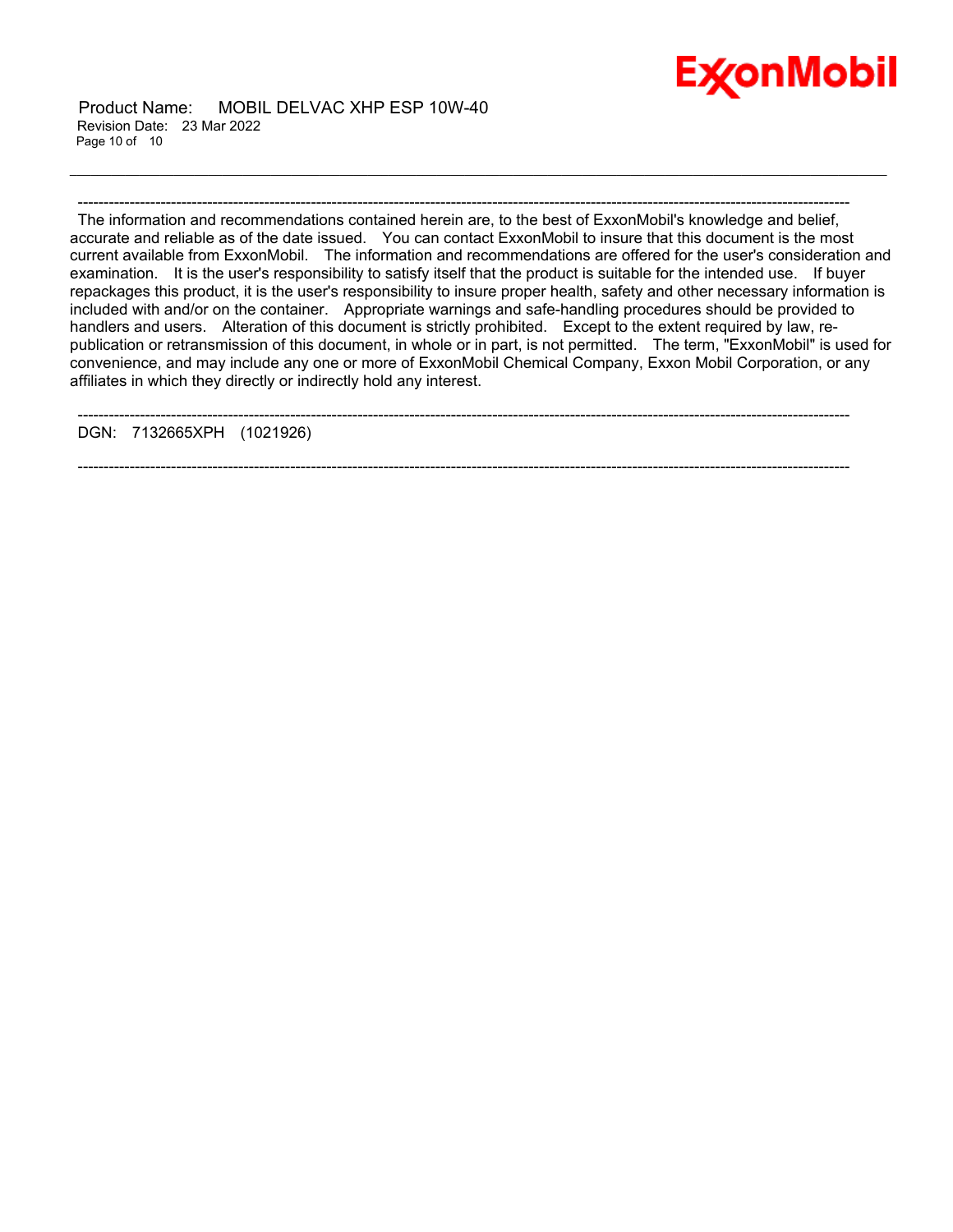---

The information and recommendations contained herein are, to the best of ExxonMobil's knowledge and belief, accurate and reliable as of the date issued. You can contact ExxonMobil to insure that this document is the most current available from ExxonMobil. The information and recommendations are offered for the user's consideration and examination. It is the user's responsibility to satisfy itself that the product is suitable for the intended use. If buyer repackages this product, it is the user's responsibility to insure proper health, safety and other necessary information is included with and/or on the container. Appropriate warnings and safe-handling procedures should be provided to handlers and users. Alteration of this document is strictly prohibited. Except to the extent required by law, re-publication or retransmission of this document, in whole or in part, is not permitted. The term, "ExxonMobil" is used for convenience, and may include any one or more of ExxonMobil Chemical Company, Exxon Mobil Corporation, or any affiliates in which they directly or indirectly hold any interest.

---

DGN: 7132665XPH (1021926)

---